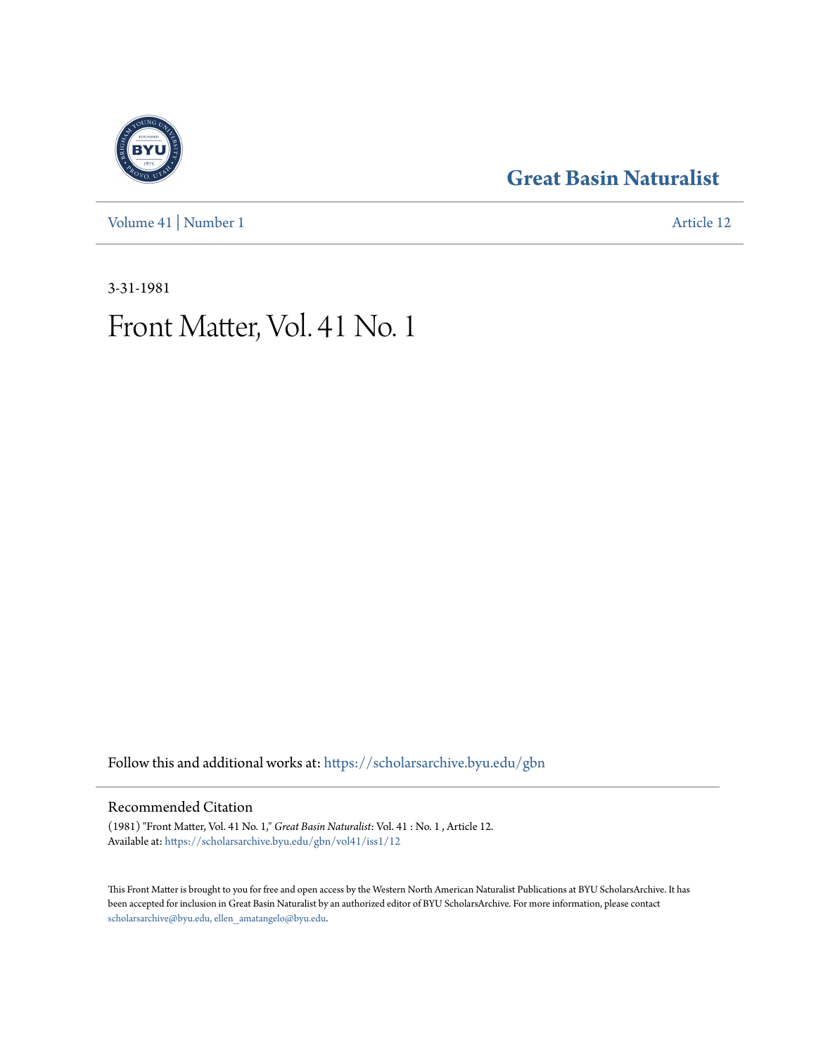Great Basin Naturalist

Volume 41 | Number 1

Article 12

3-31-1981

# Front Matter, Vol. 41 No. 1

Follow this and additional works at: https://scholarsarchive.byu.edu/gbn

## Recommended Citation

(1981) "Front Matter, Vol. 41 No. 1," *Great Basin Naturalist*: Vol. 41 : No. 1 , Article 12.
Available at: https://scholarsarchive.byu.edu/gbn/vol41/iss1/12

This Front Matter is brought to you for free and open access by the Western North American Naturalist Publications at BYU ScholarsArchive. It has been accepted for inclusion in Great Basin Naturalist by an authorized editor of BYU ScholarsArchive. For more information, please contact scholarsarchive@byu.edu, ellen_amatangelo@byu.edu.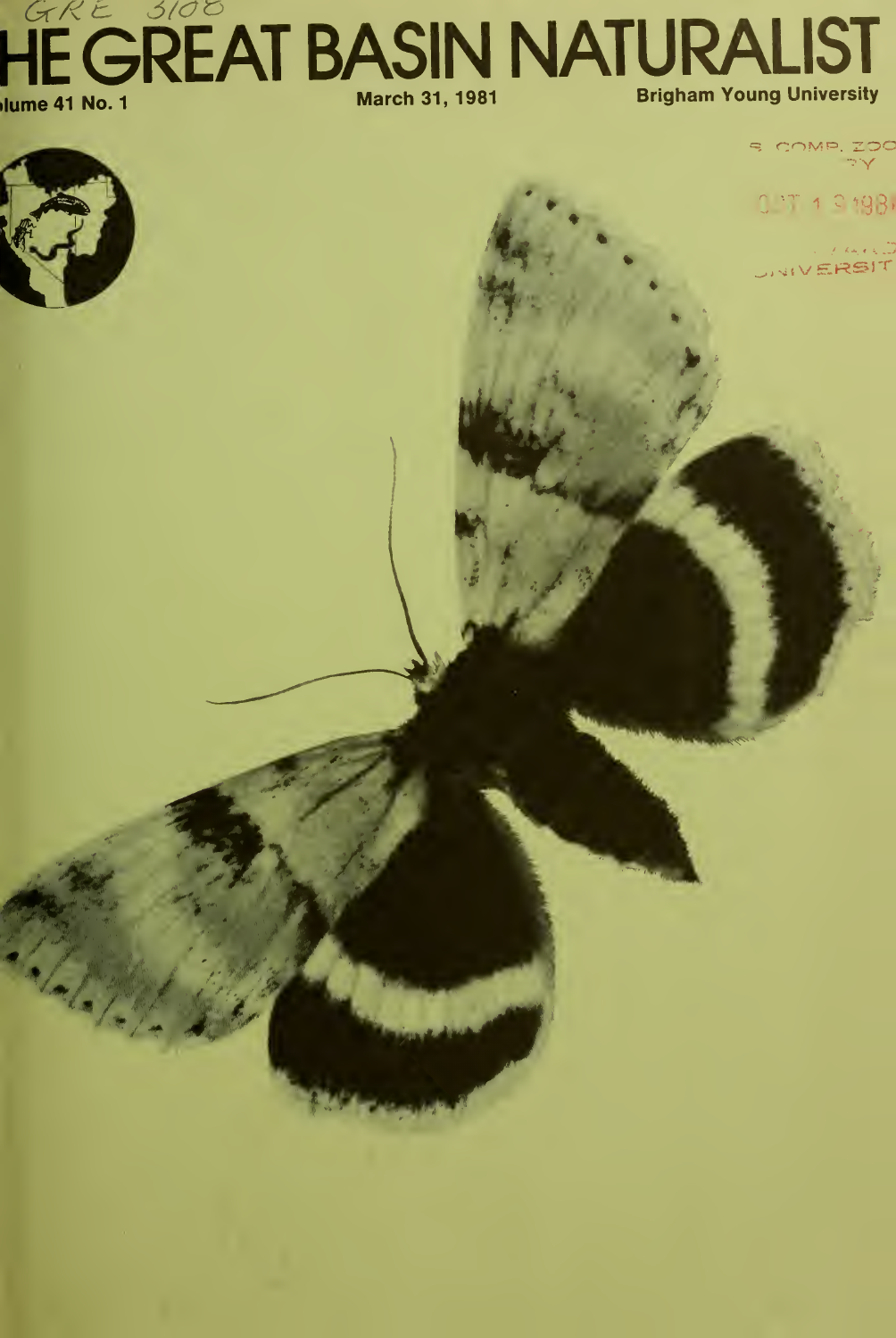GRE 3108

# THE GREAT BASIN NATURALIST

Volume 41 No. 1 March 31, 1981 Brigham Young University

S. COMP. ZOO
Y

OCT 1 3 1981

UNIVERSITY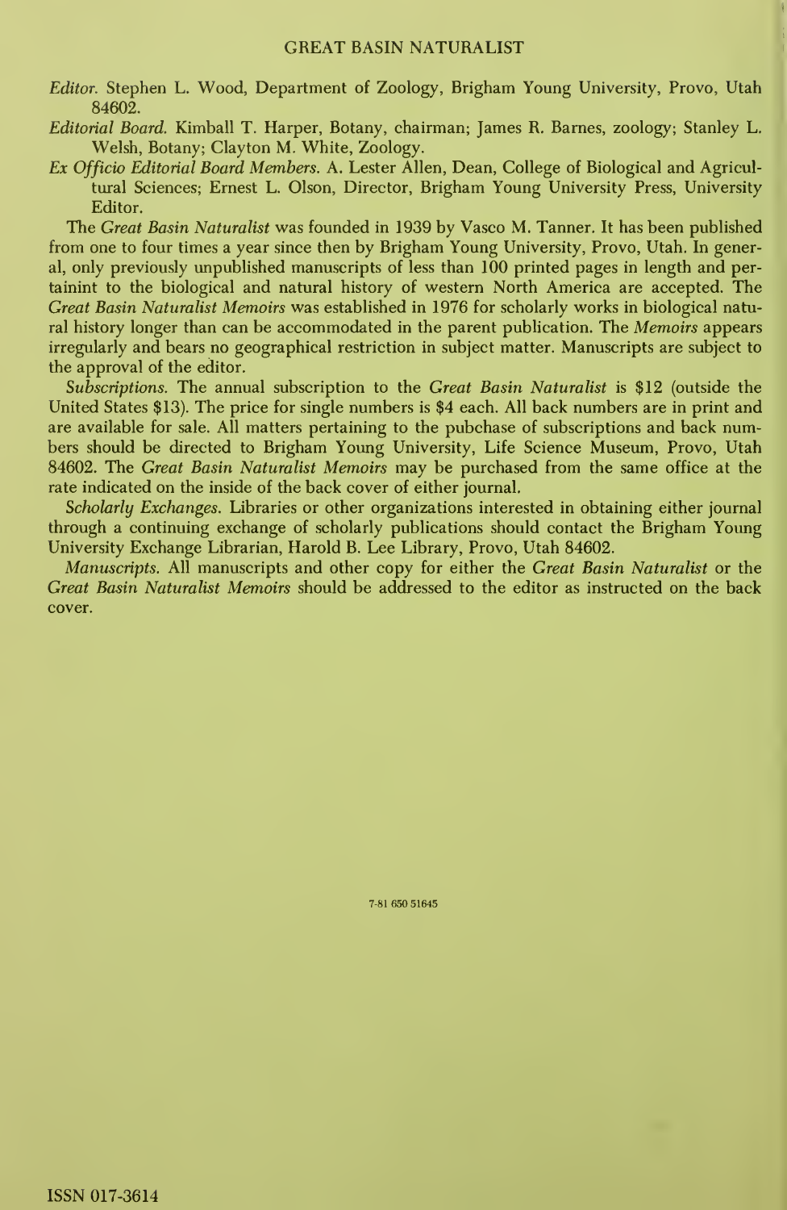# GREAT BASIN NATURALIST

*Editor.* Stephen L. Wood, Department of Zoology, Brigham Young University, Provo, Utah 84602.

*Editorial Board.* Kimball T. Harper, Botany, chairman; James R. Barnes, zoology; Stanley L. Welsh, Botany; Clayton M. White, Zoology.

*Ex Officio Editorial Board Members.* A. Lester Allen, Dean, College of Biological and Agricultural Sciences; Ernest L. Olson, Director, Brigham Young University Press, University Editor.

The *Great Basin Naturalist* was founded in 1939 by Vasco M. Tanner. It has been published from one to four times a year since then by Brigham Young University, Provo, Utah. In general, only previously unpublished manuscripts of less than 100 printed pages in length and pertainint to the biological and natural history of western North America are accepted. The *Great Basin Naturalist Memoirs* was established in 1976 for scholarly works in biological natural history longer than can be accommodated in the parent publication. The *Memoirs* appears irregularly and bears no geographical restriction in subject matter. Manuscripts are subject to the approval of the editor.

*Subscriptions.* The annual subscription to the *Great Basin Naturalist* is $12 (outside the United States $13). The price for single numbers is $4 each. All back numbers are in print and are available for sale. All matters pertaining to the pubchase of subscriptions and back numbers should be directed to Brigham Young University, Life Science Museum, Provo, Utah 84602. The *Great Basin Naturalist Memoirs* may be purchased from the same office at the rate indicated on the inside of the back cover of either journal.

*Scholarly Exchanges.* Libraries or other organizations interested in obtaining either journal through a continuing exchange of scholarly publications should contact the Brigham Young University Exchange Librarian, Harold B. Lee Library, Provo, Utah 84602.

*Manuscripts.* All manuscripts and other copy for either the *Great Basin Naturalist* or the *Great Basin Naturalist Memoirs* should be addressed to the editor as instructed on the back cover.

7-81 650 51645

ISSN 017-3614